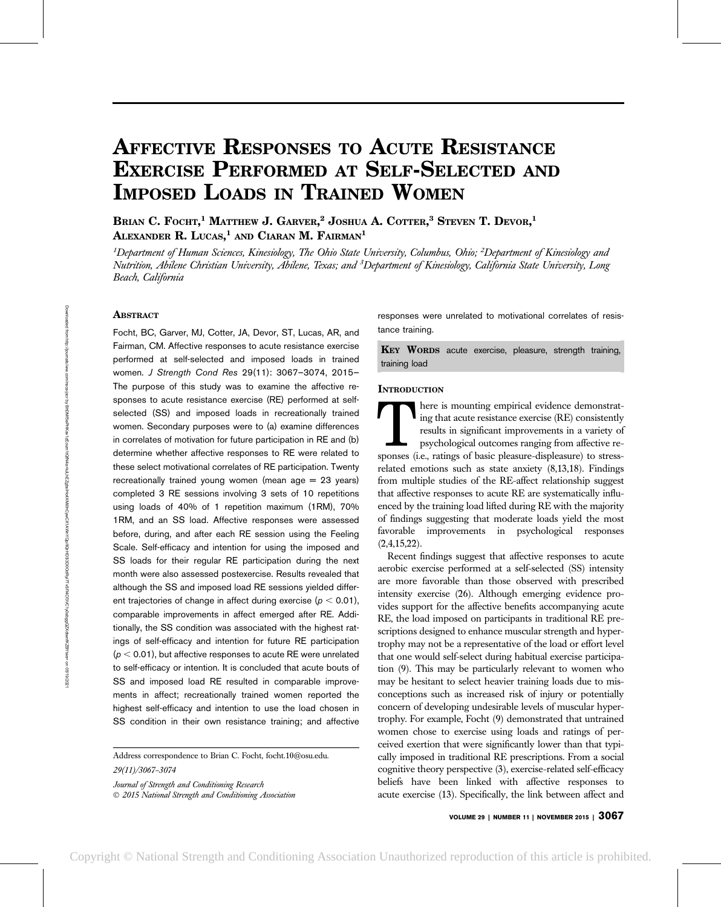# Affective Responses to Acute Resistance Exercise Performed at Self-Selected and Imposed Loads in Trained Women

Brian C. Focht,[1] Matthew J. Garver,[2] Joshua A. Cotter,[3] Steven T. Devor,[1] Alexander R. Lucas,[1] and Ciaran M. Fairman[1]

[1]*Department of Human Sciences, Kinesiology, The Ohio State University, Columbus, Ohio;* [2]*Department of Kinesiology and Nutrition, Abilene Christian University, Abilene, Texas; and* [3]*Department of Kinesiology, California State University, Long Beach, California*

## Abstract

Focht, BC, Garver, MJ, Cotter, JA, Devor, ST, Lucas, AR, and Fairman, CM. Affective responses to acute resistance exercise performed at self-selected and imposed loads in trained women. *J Strength Cond Res* 29(11): 3067–3074, 2015—The purpose of this study was to examine the affective responses to acute resistance exercise (RE) performed at self-selected (SS) and imposed loads in recreationally trained women. Secondary purposes were to (a) examine differences in correlates of motivation for future participation in RE and (b) determine whether affective responses to RE were related to these select motivational correlates of RE participation. Twenty recreationally trained young women (mean age = 23 years) completed 3 RE sessions involving 3 sets of 10 repetitions using loads of 40% of 1 repetition maximum (1RM), 70% 1RM, and an SS load. Affective responses were assessed before, during, and after each RE session using the Feeling Scale. Self-efficacy and intention for using the imposed and SS loads for their regular RE participation during the next month were also assessed postexercise. Results revealed that although the SS and imposed load RE sessions yielded different trajectories of change in affect during exercise ($p < 0.01$), comparable improvements in affect emerged after RE. Additionally, the SS condition was associated with the highest ratings of self-efficacy and intention for future RE participation ($p < 0.01$), but affective responses to acute RE were unrelated to self-efficacy or intention. It is concluded that acute bouts of SS and imposed load RE resulted in comparable improvements in affect; recreationally trained women reported the highest self-efficacy and intention to use the load chosen in SS condition in their own resistance training; and affective responses were unrelated to motivational correlates of resistance training.

**Key Words** acute exercise, pleasure, strength training, training load

Address correspondence to Brian C. Focht, focht.10@osu.edu.

*29(11)/3067–3074*

*Journal of Strength and Conditioning Research*
*© 2015 National Strength and Conditioning Association*

## Introduction

There is mounting empirical evidence demonstrating that acute resistance exercise (RE) consistently results in significant improvements in a variety of psychological outcomes ranging from affective responses (i.e., ratings of basic pleasure-displeasure) to stress-related emotions such as state anxiety (8,13,18). Findings from multiple studies of the RE-affect relationship suggest that affective responses to acute RE are systematically influenced by the training load lifted during RE with the majority of findings suggesting that moderate loads yield the most favorable improvements in psychological responses (2,4,15,22).

Recent findings suggest that affective responses to acute aerobic exercise performed at a self-selected (SS) intensity are more favorable than those observed with prescribed intensity exercise (26). Although emerging evidence provides support for the affective benefits accompanying acute RE, the load imposed on participants in traditional RE prescriptions designed to enhance muscular strength and hypertrophy may not be a representative of the load or effort level that one would self-select during habitual exercise participation (9). This may be particularly relevant to women who may be hesitant to select heavier training loads due to misconceptions such as increased risk of injury or potentially concern of developing undesirable levels of muscular hypertrophy. For example, Focht (9) demonstrated that untrained women chose to exercise using loads and ratings of perceived exertion that were significantly lower than that typically imposed in traditional RE prescriptions. From a social cognitive theory perspective (3), exercise-related self-efficacy beliefs have been linked with affective responses to acute exercise (13). Specifically, the link between affect and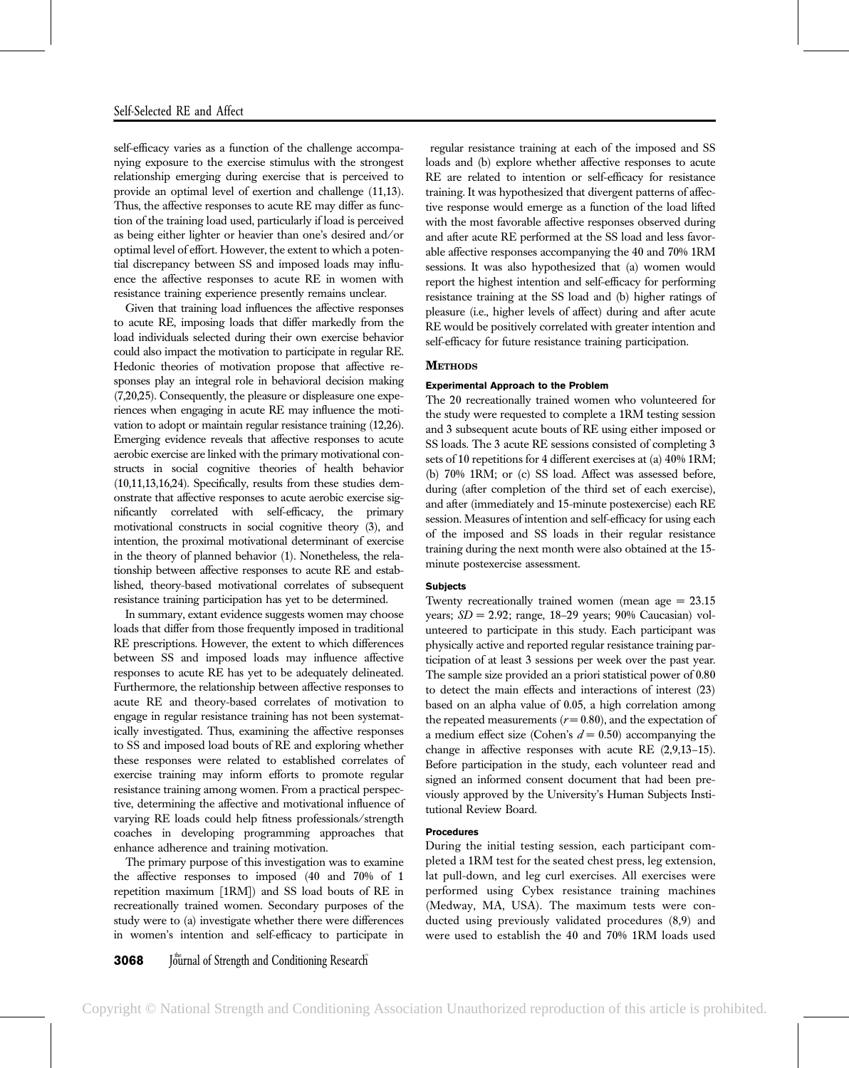self-efficacy varies as a function of the challenge accompanying exposure to the exercise stimulus with the strongest relationship emerging during exercise that is perceived to provide an optimal level of exertion and challenge (11,13). Thus, the affective responses to acute RE may differ as function of the training load used, particularly if load is perceived as being either lighter or heavier than one's desired and/or optimal level of effort. However, the extent to which a potential discrepancy between SS and imposed loads may influence the affective responses to acute RE in women with resistance training experience presently remains unclear.

Given that training load influences the affective responses to acute RE, imposing loads that differ markedly from the load individuals selected during their own exercise behavior could also impact the motivation to participate in regular RE. Hedonic theories of motivation propose that affective responses play an integral role in behavioral decision making (7,20,25). Consequently, the pleasure or displeasure one experiences when engaging in acute RE may influence the motivation to adopt or maintain regular resistance training (12,26). Emerging evidence reveals that affective responses to acute aerobic exercise are linked with the primary motivational constructs in social cognitive theories of health behavior (10,11,13,16,24). Specifically, results from these studies demonstrate that affective responses to acute aerobic exercise significantly correlated with self-efficacy, the primary motivational constructs in social cognitive theory (3), and intention, the proximal motivational determinant of exercise in the theory of planned behavior (1). Nonetheless, the relationship between affective responses to acute RE and established, theory-based motivational correlates of subsequent resistance training participation has yet to be determined.

In summary, extant evidence suggests women may choose loads that differ from those frequently imposed in traditional RE prescriptions. However, the extent to which differences between SS and imposed loads may influence affective responses to acute RE has yet to be adequately delineated. Furthermore, the relationship between affective responses to acute RE and theory-based correlates of motivation to engage in regular resistance training has not been systematically investigated. Thus, examining the affective responses to SS and imposed load bouts of RE and exploring whether these responses were related to established correlates of exercise training may inform efforts to promote regular resistance training among women. From a practical perspective, determining the affective and motivational influence of varying RE loads could help fitness professionals/strength coaches in developing programming approaches that enhance adherence and training motivation.

The primary purpose of this investigation was to examine the affective responses to imposed (40 and 70% of 1 repetition maximum [1RM]) and SS load bouts of RE in recreationally trained women. Secondary purposes of the study were to (a) investigate whether there were differences in women's intention and self-efficacy to participate in regular resistance training at each of the imposed and SS loads and (b) explore whether affective responses to acute RE are related to intention or self-efficacy for resistance training. It was hypothesized that divergent patterns of affective response would emerge as a function of the load lifted with the most favorable affective responses observed during and after acute RE performed at the SS load and less favorable affective responses accompanying the 40 and 70% 1RM sessions. It was also hypothesized that (a) women would report the highest intention and self-efficacy for performing resistance training at the SS load and (b) higher ratings of pleasure (i.e., higher levels of affect) during and after acute RE would be positively correlated with greater intention and self-efficacy for future resistance training participation.

## Methods

### Experimental Approach to the Problem

The 20 recreationally trained women who volunteered for the study were requested to complete a 1RM testing session and 3 subsequent acute bouts of RE using either imposed or SS loads. The 3 acute RE sessions consisted of completing 3 sets of 10 repetitions for 4 different exercises at (a) 40% 1RM; (b) 70% 1RM; or (c) SS load. Affect was assessed before, during (after completion of the third set of each exercise), and after (immediately and 15-minute postexercise) each RE session. Measures of intention and self-efficacy for using each of the imposed and SS loads in their regular resistance training during the next month were also obtained at the 15-minute postexercise assessment.

### Subjects

Twenty recreationally trained women (mean age = 23.15 years; $SD = 2.92$; range, 18–29 years; 90% Caucasian) volunteered to participate in this study. Each participant was physically active and reported regular resistance training participation of at least 3 sessions per week over the past year. The sample size provided an a priori statistical power of 0.80 to detect the main effects and interactions of interest (23) based on an alpha value of 0.05, a high correlation among the repeated measurements ($r = 0.80$), and the expectation of a medium effect size (Cohen's $d = 0.50$) accompanying the change in affective responses with acute RE (2,9,13–15). Before participation in the study, each volunteer read and signed an informed consent document that had been previously approved by the University's Human Subjects Institutional Review Board.

### Procedures

During the initial testing session, each participant completed a 1RM test for the seated chest press, leg extension, lat pull-down, and leg curl exercises. All exercises were performed using Cybex resistance training machines (Medway, MA, USA). The maximum tests were conducted using previously validated procedures (8,9) and were used to establish the 40 and 70% 1RM loads used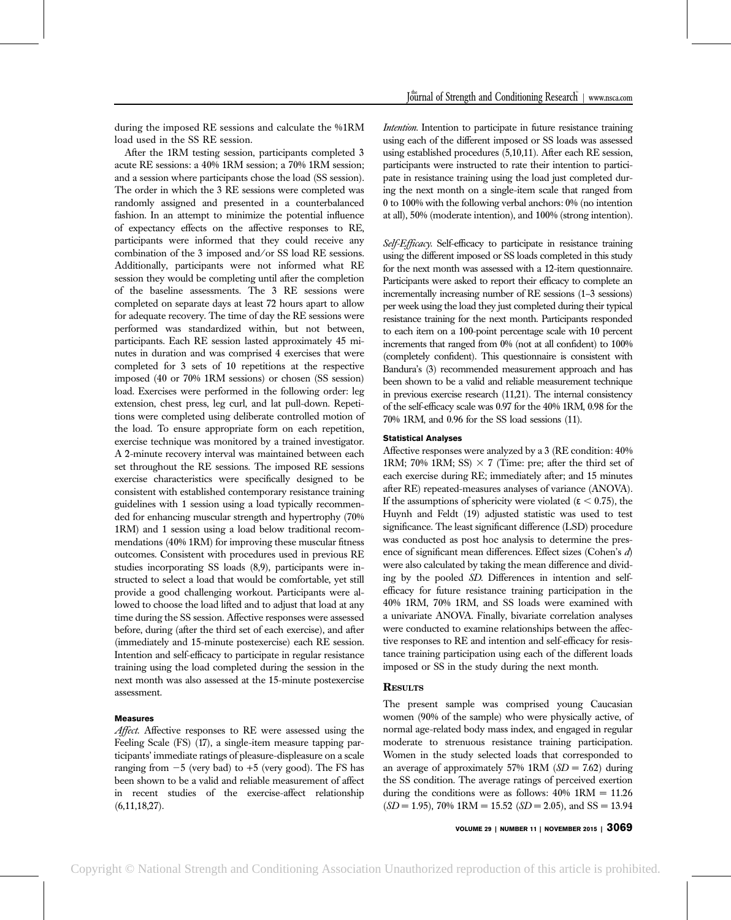during the imposed RE sessions and calculate the %1RM load used in the SS RE session.

After the 1RM testing session, participants completed 3 acute RE sessions: a 40% 1RM session; a 70% 1RM session; and a session where participants chose the load (SS session). The order in which the 3 RE sessions were completed was randomly assigned and presented in a counterbalanced fashion. In an attempt to minimize the potential influence of expectancy effects on the affective responses to RE, participants were informed that they could receive any combination of the 3 imposed and/or SS load RE sessions. Additionally, participants were not informed what RE session they would be completing until after the completion of the baseline assessments. The 3 RE sessions were completed on separate days at least 72 hours apart to allow for adequate recovery. The time of day the RE sessions were performed was standardized within, but not between, participants. Each RE session lasted approximately 45 minutes in duration and was comprised 4 exercises that were completed for 3 sets of 10 repetitions at the respective imposed (40 or 70% 1RM sessions) or chosen (SS session) load. Exercises were performed in the following order: leg extension, chest press, leg curl, and lat pull-down. Repetitions were completed using deliberate controlled motion of the load. To ensure appropriate form on each repetition, exercise technique was monitored by a trained investigator. A 2-minute recovery interval was maintained between each set throughout the RE sessions. The imposed RE sessions exercise characteristics were specifically designed to be consistent with established contemporary resistance training guidelines with 1 session using a load typically recommended for enhancing muscular strength and hypertrophy (70% 1RM) and 1 session using a load below traditional recommendations (40% 1RM) for improving these muscular fitness outcomes. Consistent with procedures used in previous RE studies incorporating SS loads (8,9), participants were instructed to select a load that would be comfortable, yet still provide a good challenging workout. Participants were allowed to choose the load lifted and to adjust that load at any time during the SS session. Affective responses were assessed before, during (after the third set of each exercise), and after (immediately and 15-minute postexercise) each RE session. Intention and self-efficacy to participate in regular resistance training using the load completed during the session in the next month was also assessed at the 15-minute postexercise assessment.

### Measures

*Affect.* Affective responses to RE were assessed using the Feeling Scale (FS) (17), a single-item measure tapping participants' immediate ratings of pleasure-displeasure on a scale ranging from −5 (very bad) to +5 (very good). The FS has been shown to be a valid and reliable measurement of affect in recent studies of the exercise-affect relationship (6,11,18,27).

*Intention.* Intention to participate in future resistance training using each of the different imposed or SS loads was assessed using established procedures (5,10,11). After each RE session, participants were instructed to rate their intention to participate in resistance training using the load just completed during the next month on a single-item scale that ranged from 0 to 100% with the following verbal anchors: 0% (no intention at all), 50% (moderate intention), and 100% (strong intention).

*Self-Efficacy.* Self-efficacy to participate in resistance training using the different imposed or SS loads completed in this study for the next month was assessed with a 12-item questionnaire. Participants were asked to report their efficacy to complete an incrementally increasing number of RE sessions (1–3 sessions) per week using the load they just completed during their typical resistance training for the next month. Participants responded to each item on a 100-point percentage scale with 10 percent increments that ranged from 0% (not at all confident) to 100% (completely confident). This questionnaire is consistent with Bandura's (3) recommended measurement approach and has been shown to be a valid and reliable measurement technique in previous exercise research (11,21). The internal consistency of the self-efficacy scale was 0.97 for the 40% 1RM, 0.98 for the 70% 1RM, and 0.96 for the SS load sessions (11).

### Statistical Analyses

Affective responses were analyzed by a 3 (RE condition: 40% 1RM; 70% 1RM; SS) × 7 (Time: pre; after the third set of each exercise during RE; immediately after; and 15 minutes after RE) repeated-measures analyses of variance (ANOVA). If the assumptions of sphericity were violated ($\varepsilon < 0.75$), the Huynh and Feldt (19) adjusted statistic was used to test significance. The least significant difference (LSD) procedure was conducted as post hoc analysis to determine the presence of significant mean differences. Effect sizes (Cohen's $d$) were also calculated by taking the mean difference and dividing by the pooled *SD*. Differences in intention and self-efficacy for future resistance training participation in the 40% 1RM, 70% 1RM, and SS loads were examined with a univariate ANOVA. Finally, bivariate correlation analyses were conducted to examine relationships between the affective responses to RE and intention and self-efficacy for resistance training participation using each of the different loads imposed or SS in the study during the next month.

## Results

The present sample was comprised young Caucasian women (90% of the sample) who were physically active, of normal age-related body mass index, and engaged in regular moderate to strenuous resistance training participation. Women in the study selected loads that corresponded to an average of approximately 57% 1RM ($SD = 7.62$) during the SS condition. The average ratings of perceived exertion during the conditions were as follows: 40% 1RM = 11.26 ($SD = 1.95$), 70% 1RM = 15.52 ($SD = 2.05$), and SS = 13.94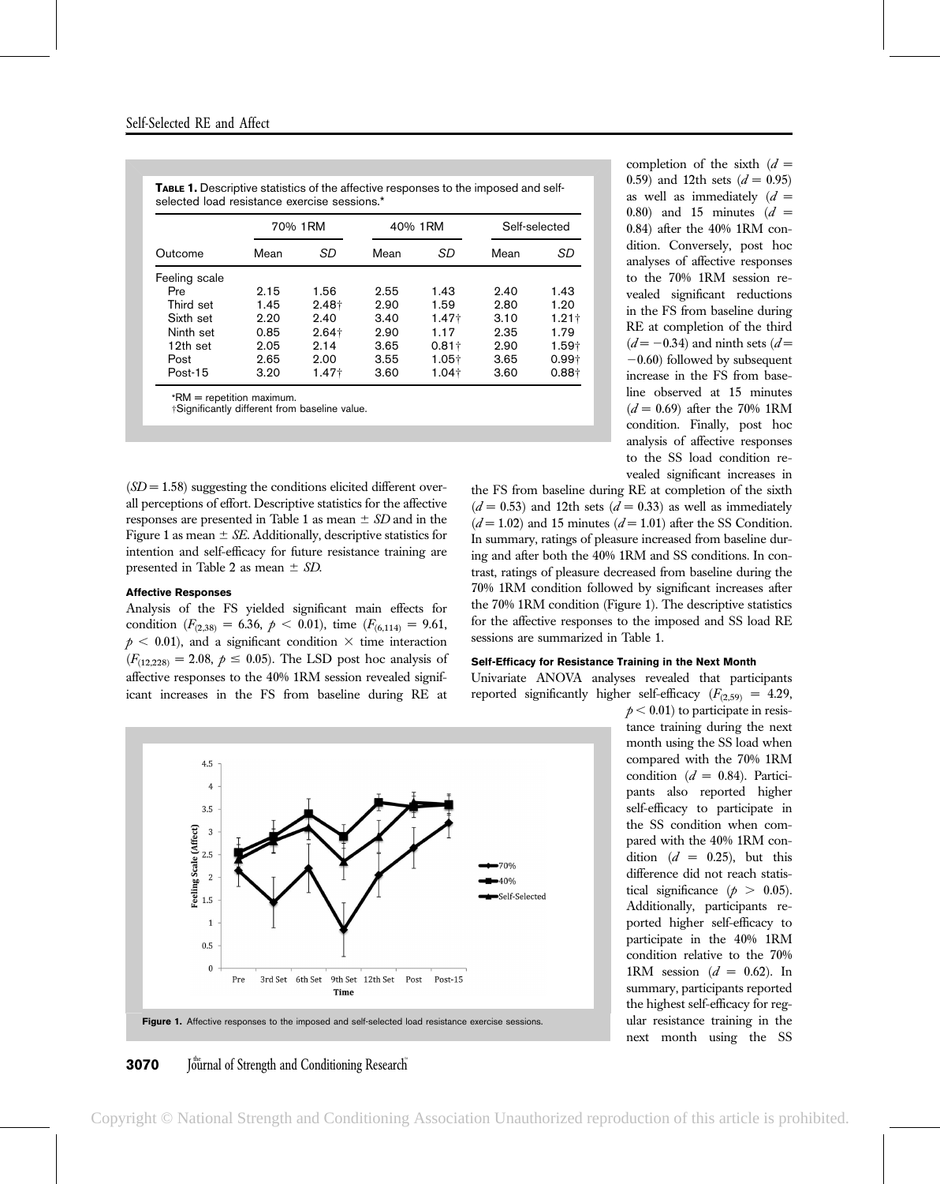**TABLE 1.** Descriptive statistics of the affective responses to the imposed and self-selected load resistance exercise sessions.*

| | 70% 1RM | | 40% 1RM | | Self-selected | |
|---|---|---|---|---|---|---|
| Outcome | Mean | *SD* | Mean | *SD* | Mean | *SD* |
| Feeling scale | | | | | | |
| Pre | 2.15 | 1.56 | 2.55 | 1.43 | 2.40 | 1.43 |
| Third set | 1.45 | 2.48† | 2.90 | 1.59 | 2.80 | 1.20 |
| Sixth set | 2.20 | 2.40 | 3.40 | 1.47† | 3.10 | 1.21† |
| Ninth set | 0.85 | 2.64† | 2.90 | 1.17 | 2.35 | 1.79 |
| 12th set | 2.05 | 2.14 | 3.65 | 0.81† | 2.90 | 1.59† |
| Post | 2.65 | 2.00 | 3.55 | 1.05† | 3.65 | 0.99† |
| Post-15 | 3.20 | 1.47† | 3.60 | 1.04† | 3.60 | 0.88† |

*RM = repetition maximum.
†Significantly different from baseline value.

($SD = 1.58$) suggesting the conditions elicited different overall perceptions of effort. Descriptive statistics for the affective responses are presented in Table 1 as mean ± *SD* and in the Figure 1 as mean ± *SE*. Additionally, descriptive statistics for intention and self-efficacy for future resistance training are presented in Table 2 as mean ± *SD*.

#### Affective Responses

Analysis of the FS yielded significant main effects for condition ($F_{(2,38)} = 6.36$, $p < 0.01$), time ($F_{(6,114)} = 9.61$, $p < 0.01$), and a significant condition × time interaction ($F_{(12,228)} = 2.08$, $p \leq 0.05$). The LSD post hoc analysis of affective responses to the 40% 1RM session revealed significant increases in the FS from baseline during RE at completion of the sixth ($d = 0.59$) and 12th sets ($d = 0.95$) as well as immediately ($d = 0.80$) and 15 minutes ($d = 0.84$) after the 40% 1RM condition. Conversely, post hoc analyses of affective responses to the 70% 1RM session revealed significant reductions in the FS from baseline during RE at completion of the third ($d = -0.34$) and ninth sets ($d = -0.60$) followed by subsequent increase in the FS from baseline observed at 15 minutes ($d = 0.69$) after the 70% 1RM condition. Finally, post hoc analysis of affective responses to the SS load condition revealed significant increases in the FS from baseline during RE at completion of the sixth ($d = 0.53$) and 12th sets ($d = 0.33$) as well as immediately ($d = 1.02$) and 15 minutes ($d = 1.01$) after the SS Condition. In summary, ratings of pleasure increased from baseline during and after both the 40% 1RM and SS conditions. In contrast, ratings of pleasure decreased from baseline during the 70% 1RM condition followed by significant increases after the 70% 1RM condition (Figure 1). The descriptive statistics for the affective responses to the imposed and SS load RE sessions are summarized in Table 1.

#### Self-Efficacy for Resistance Training in the Next Month

Univariate ANOVA analyses revealed that participants reported significantly higher self-efficacy ($F_{(2,59)} = 4.29$, $p < 0.01$) to participate in resistance training during the next month using the SS load when compared with the 70% 1RM condition ($d = 0.84$). Participants also reported higher self-efficacy to participate in the SS condition when compared with the 40% 1RM condition ($d = 0.25$), but this difference did not reach statistical significance ($p > 0.05$). Additionally, participants reported higher self-efficacy to participate in the 40% 1RM condition relative to the 70% 1RM session ($d = 0.62$). In summary, participants reported the highest self-efficacy for regular resistance training in the next month using the SS

**Figure 1.** Affective responses to the imposed and self-selected load resistance exercise sessions.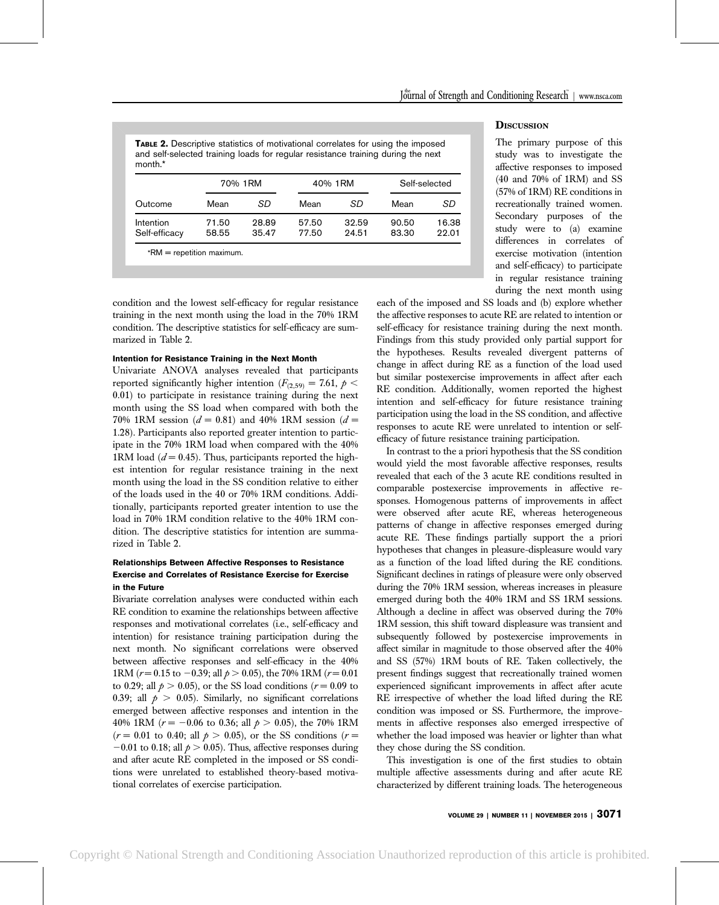**Table 2.** Descriptive statistics of motivational correlates for using the imposed and self-selected training loads for regular resistance training during the next month.*

| | 70% 1RM | | 40% 1RM | | Self-selected | |
|---|---|---|---|---|---|---|
| Outcome | Mean | *SD* | Mean | *SD* | Mean | *SD* |
| Intention | 71.50 | 28.89 | 57.50 | 32.59 | 90.50 | 16.38 |
| Self-efficacy | 58.55 | 35.47 | 77.50 | 24.51 | 83.30 | 22.01 |

*RM = repetition maximum.

condition and the lowest self-efficacy for regular resistance training in the next month using the load in the 70% 1RM condition. The descriptive statistics for self-efficacy are summarized in Table 2.

#### Intention for Resistance Training in the Next Month

Univariate ANOVA analyses revealed that participants reported significantly higher intention ($F_{(2,59)} = 7.61$, $p < 0.01$) to participate in resistance training during the next month using the SS load when compared with both the 70% 1RM session ($d = 0.81$) and 40% 1RM session ($d = 1.28$). Participants also reported greater intention to participate in the 70% 1RM load when compared with the 40% 1RM load ($d = 0.45$). Thus, participants reported the highest intention for regular resistance training in the next month using the load in the SS condition relative to either of the loads used in the 40 or 70% 1RM conditions. Additionally, participants reported greater intention to use the load in 70% 1RM condition relative to the 40% 1RM condition. The descriptive statistics for intention are summarized in Table 2.

#### Relationships Between Affective Responses to Resistance Exercise and Correlates of Resistance Exercise for Exercise in the Future

Bivariate correlation analyses were conducted within each RE condition to examine the relationships between affective responses and motivational correlates (i.e., self-efficacy and intention) for resistance training participation during the next month. No significant correlations were observed between affective responses and self-efficacy in the 40% 1RM ($r = 0.15$ to $-0.39$; all $p > 0.05$), the 70% 1RM ($r = 0.01$ to 0.29; all $p > 0.05$), or the SS load conditions ($r = 0.09$ to 0.39; all $p > 0.05$). Similarly, no significant correlations emerged between affective responses and intention in the 40% 1RM ($r = -0.06$ to 0.36; all $p > 0.05$), the 70% 1RM ($r = 0.01$ to 0.40; all $p > 0.05$), or the SS conditions ($r = -0.01$ to 0.18; all $p > 0.05$). Thus, affective responses during and after acute RE completed in the imposed or SS conditions were unrelated to established theory-based motivational correlates of exercise participation.

## Discussion

The primary purpose of this study was to investigate the affective responses to imposed (40 and 70% of 1RM) and SS (57% of 1RM) RE conditions in recreationally trained women. Secondary purposes of the study were to (a) examine differences in correlates of exercise motivation (intention and self-efficacy) to participate in regular resistance training during the next month using each of the imposed and SS loads and (b) explore whether the affective responses to acute RE are related to intention or self-efficacy for resistance training during the next month. Findings from this study provided only partial support for the hypotheses. Results revealed divergent patterns of change in affect during RE as a function of the load used but similar postexercise improvements in affect after each RE condition. Additionally, women reported the highest intention and self-efficacy for future resistance training participation using the load in the SS condition, and affective responses to acute RE were unrelated to intention or self-efficacy of future resistance training participation.

In contrast to the a priori hypothesis that the SS condition would yield the most favorable affective responses, results revealed that each of the 3 acute RE conditions resulted in comparable postexercise improvements in affective responses. Homogenous patterns of improvements in affect were observed after acute RE, whereas heterogeneous patterns of change in affective responses emerged during acute RE. These findings partially support the a priori hypotheses that changes in pleasure-displeasure would vary as a function of the load lifted during the RE conditions. Significant declines in ratings of pleasure were only observed during the 70% 1RM session, whereas increases in pleasure emerged during both the 40% 1RM and SS 1RM sessions. Although a decline in affect was observed during the 70% 1RM session, this shift toward displeasure was transient and subsequently followed by postexercise improvements in affect similar in magnitude to those observed after the 40% and SS (57%) 1RM bouts of RE. Taken collectively, the present findings suggest that recreationally trained women experienced significant improvements in affect after acute RE irrespective of whether the load lifted during the RE condition was imposed or SS. Furthermore, the improvements in affective responses also emerged irrespective of whether the load imposed was heavier or lighter than what they chose during the SS condition.

This investigation is one of the first studies to obtain multiple affective assessments during and after acute RE characterized by different training loads. The heterogeneous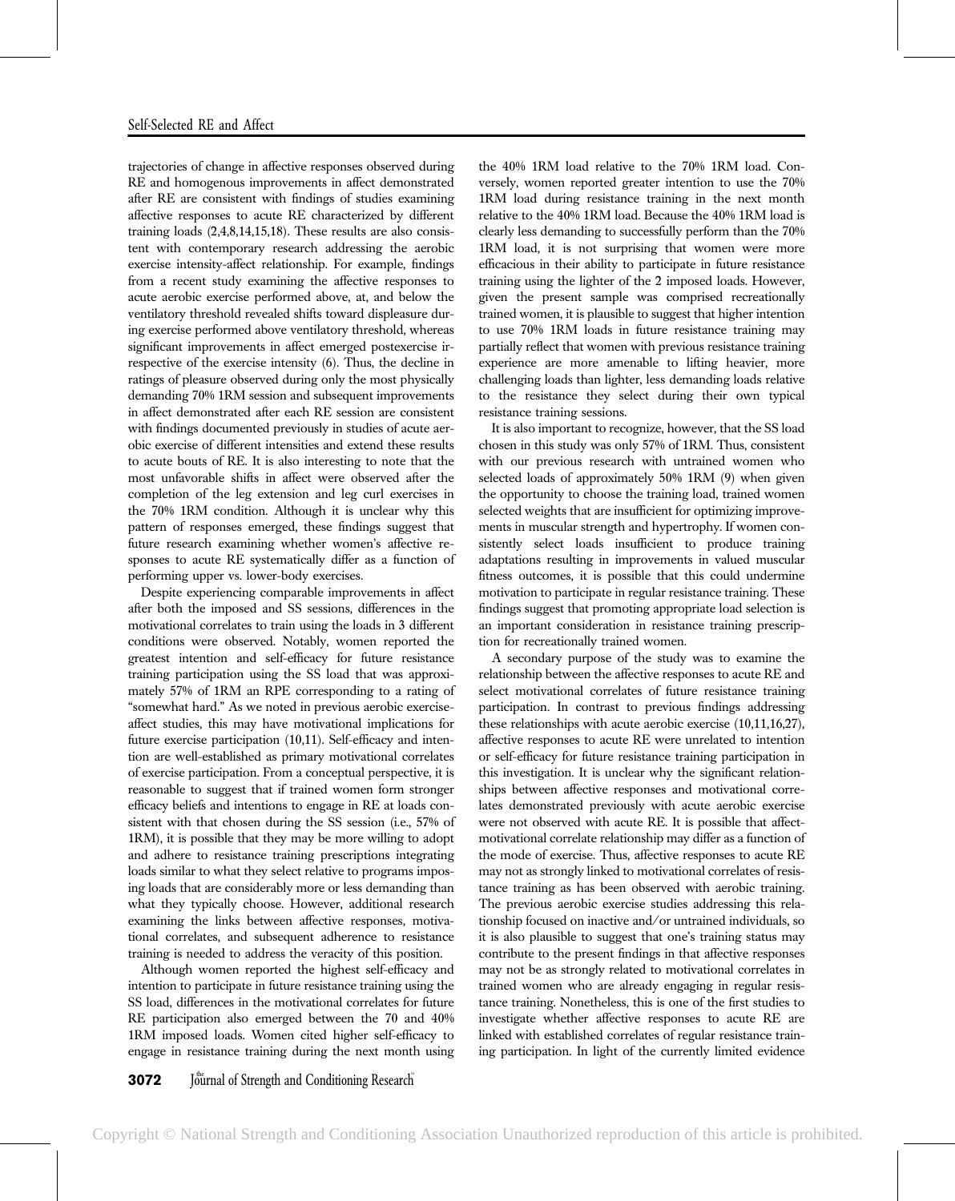trajectories of change in affective responses observed during RE and homogenous improvements in affect demonstrated after RE are consistent with findings of studies examining affective responses to acute RE characterized by different training loads (2,4,8,14,15,18). These results are also consistent with contemporary research addressing the aerobic exercise intensity-affect relationship. For example, findings from a recent study examining the affective responses to acute aerobic exercise performed above, at, and below the ventilatory threshold revealed shifts toward displeasure during exercise performed above ventilatory threshold, whereas significant improvements in affect emerged postexercise irrespective of the exercise intensity (6). Thus, the decline in ratings of pleasure observed during only the most physically demanding 70% 1RM session and subsequent improvements in affect demonstrated after each RE session are consistent with findings documented previously in studies of acute aerobic exercise of different intensities and extend these results to acute bouts of RE. It is also interesting to note that the most unfavorable shifts in affect were observed after the completion of the leg extension and leg curl exercises in the 70% 1RM condition. Although it is unclear why this pattern of responses emerged, these findings suggest that future research examining whether women's affective responses to acute RE systematically differ as a function of performing upper vs. lower-body exercises.

Despite experiencing comparable improvements in affect after both the imposed and SS sessions, differences in the motivational correlates to train using the loads in 3 different conditions were observed. Notably, women reported the greatest intention and self-efficacy for future resistance training participation using the SS load that was approximately 57% of 1RM an RPE corresponding to a rating of "somewhat hard." As we noted in previous aerobic exercise-affect studies, this may have motivational implications for future exercise participation (10,11). Self-efficacy and intention are well-established as primary motivational correlates of exercise participation. From a conceptual perspective, it is reasonable to suggest that if trained women form stronger efficacy beliefs and intentions to engage in RE at loads consistent with that chosen during the SS session (i.e., 57% of 1RM), it is possible that they may be more willing to adopt and adhere to resistance training prescriptions integrating loads similar to what they select relative to programs imposing loads that are considerably more or less demanding than what they typically choose. However, additional research examining the links between affective responses, motivational correlates, and subsequent adherence to resistance training is needed to address the veracity of this position.

Although women reported the highest self-efficacy and intention to participate in future resistance training using the SS load, differences in the motivational correlates for future RE participation also emerged between the 70 and 40% 1RM imposed loads. Women cited higher self-efficacy to engage in resistance training during the next month using the 40% 1RM load relative to the 70% 1RM load. Conversely, women reported greater intention to use the 70% 1RM load during resistance training in the next month relative to the 40% 1RM load. Because the 40% 1RM load is clearly less demanding to successfully perform than the 70% 1RM load, it is not surprising that women were more efficacious in their ability to participate in future resistance training using the lighter of the 2 imposed loads. However, given the present sample was comprised recreationally trained women, it is plausible to suggest that higher intention to use 70% 1RM loads in future resistance training may partially reflect that women with previous resistance training experience are more amenable to lifting heavier, more challenging loads than lighter, less demanding loads relative to the resistance they select during their own typical resistance training sessions.

It is also important to recognize, however, that the SS load chosen in this study was only 57% of 1RM. Thus, consistent with our previous research with untrained women who selected loads of approximately 50% 1RM (9) when given the opportunity to choose the training load, trained women selected weights that are insufficient for optimizing improvements in muscular strength and hypertrophy. If women consistently select loads insufficient to produce training adaptations resulting in improvements in valued muscular fitness outcomes, it is possible that this could undermine motivation to participate in regular resistance training. These findings suggest that promoting appropriate load selection is an important consideration in resistance training prescription for recreationally trained women.

A secondary purpose of the study was to examine the relationship between the affective responses to acute RE and select motivational correlates of future resistance training participation. In contrast to previous findings addressing these relationships with acute aerobic exercise (10,11,16,27), affective responses to acute RE were unrelated to intention or self-efficacy for future resistance training participation in this investigation. It is unclear why the significant relationships between affective responses and motivational correlates demonstrated previously with acute aerobic exercise were not observed with acute RE. It is possible that affect-motivational correlate relationship may differ as a function of the mode of exercise. Thus, affective responses to acute RE may not as strongly linked to motivational correlates of resistance training as has been observed with aerobic training. The previous aerobic exercise studies addressing this relationship focused on inactive and/or untrained individuals, so it is also plausible to suggest that one's training status may contribute to the present findings in that affective responses may not be as strongly related to motivational correlates in trained women who are already engaging in regular resistance training. Nonetheless, this is one of the first studies to investigate whether affective responses to acute RE are linked with established correlates of regular resistance training participation. In light of the currently limited evidence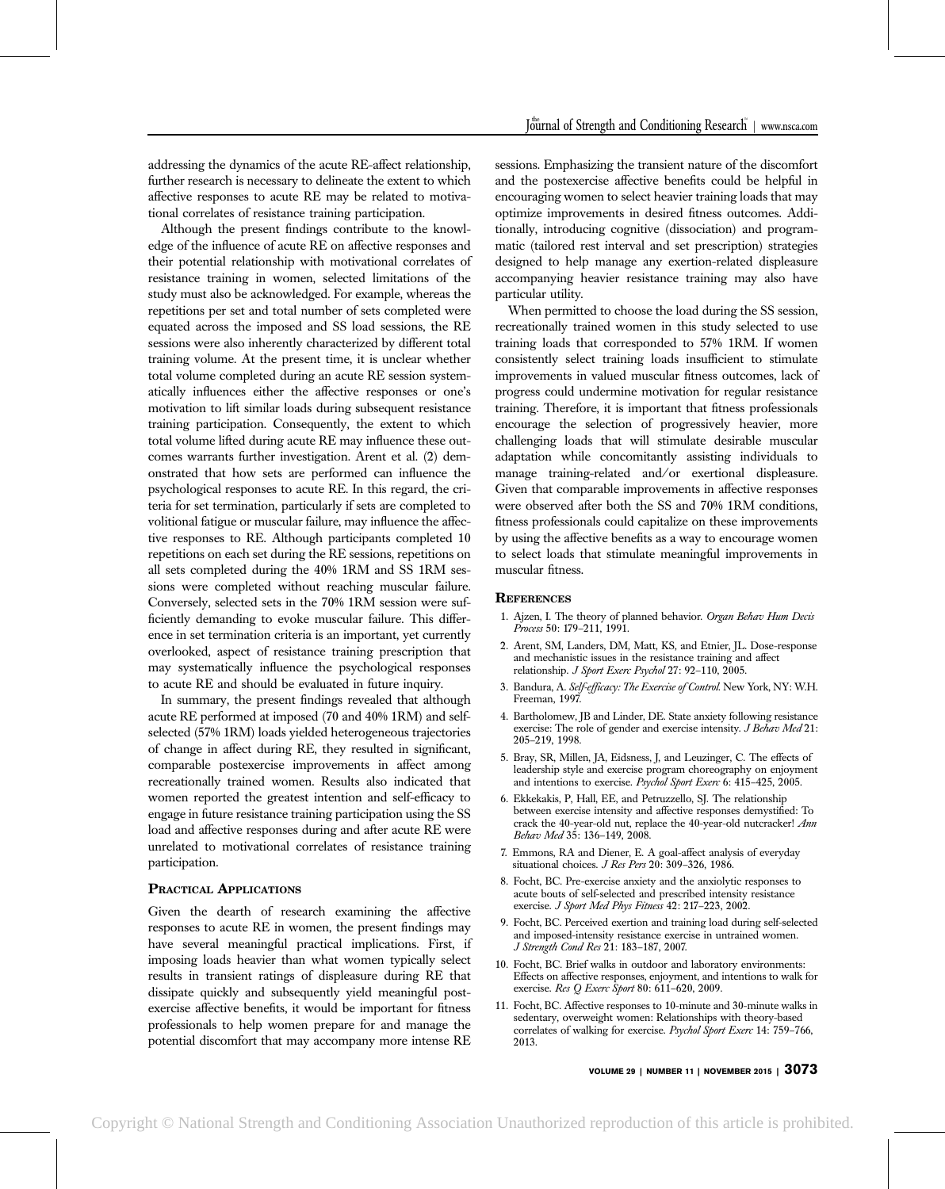addressing the dynamics of the acute RE-affect relationship, further research is necessary to delineate the extent to which affective responses to acute RE may be related to motivational correlates of resistance training participation.

Although the present findings contribute to the knowledge of the influence of acute RE on affective responses and their potential relationship with motivational correlates of resistance training in women, selected limitations of the study must also be acknowledged. For example, whereas the repetitions per set and total number of sets completed were equated across the imposed and SS load sessions, the RE sessions were also inherently characterized by different total training volume. At the present time, it is unclear whether total volume completed during an acute RE session systematically influences either the affective responses or one's motivation to lift similar loads during subsequent resistance training participation. Consequently, the extent to which total volume lifted during acute RE may influence these outcomes warrants further investigation. Arent et al. (2) demonstrated that how sets are performed can influence the psychological responses to acute RE. In this regard, the criteria for set termination, particularly if sets are completed to volitional fatigue or muscular failure, may influence the affective responses to RE. Although participants completed 10 repetitions on each set during the RE sessions, repetitions on all sets completed during the 40% 1RM and SS 1RM sessions were completed without reaching muscular failure. Conversely, selected sets in the 70% 1RM session were sufficiently demanding to evoke muscular failure. This difference in set termination criteria is an important, yet currently overlooked, aspect of resistance training prescription that may systematically influence the psychological responses to acute RE and should be evaluated in future inquiry.

In summary, the present findings revealed that although acute RE performed at imposed (70 and 40% 1RM) and self-selected (57% 1RM) loads yielded heterogeneous trajectories of change in affect during RE, they resulted in significant, comparable postexercise improvements in affect among recreationally trained women. Results also indicated that women reported the greatest intention and self-efficacy to engage in future resistance training participation using the SS load and affective responses during and after acute RE were unrelated to motivational correlates of resistance training participation.

## Practical Applications

Given the dearth of research examining the affective responses to acute RE in women, the present findings may have several meaningful practical implications. First, if imposing loads heavier than what women typically select results in transient ratings of displeasure during RE that dissipate quickly and subsequently yield meaningful postexercise affective benefits, it would be important for fitness professionals to help women prepare for and manage the potential discomfort that may accompany more intense RE sessions. Emphasizing the transient nature of the discomfort and the postexercise affective benefits could be helpful in encouraging women to select heavier training loads that may optimize improvements in desired fitness outcomes. Additionally, introducing cognitive (dissociation) and programmatic (tailored rest interval and set prescription) strategies designed to help manage any exertion-related displeasure accompanying heavier resistance training may also have particular utility.

When permitted to choose the load during the SS session, recreationally trained women in this study selected to use training loads that corresponded to 57% 1RM. If women consistently select training loads insufficient to stimulate improvements in valued muscular fitness outcomes, lack of progress could undermine motivation for regular resistance training. Therefore, it is important that fitness professionals encourage the selection of progressively heavier, more challenging loads that will stimulate desirable muscular adaptation while concomitantly assisting individuals to manage training-related and/or exertional displeasure. Given that comparable improvements in affective responses were observed after both the SS and 70% 1RM conditions, fitness professionals could capitalize on these improvements by using the affective benefits as a way to encourage women to select loads that stimulate meaningful improvements in muscular fitness.

## References

1. Ajzen, I. The theory of planned behavior. *Organ Behav Hum Decis Process* 50: 179–211, 1991.
2. Arent, SM, Landers, DM, Matt, KS, and Etnier, JL. Dose-response and mechanistic issues in the resistance training and affect relationship. *J Sport Exerc Psychol* 27: 92–110, 2005.
3. Bandura, A. *Self-efficacy: The Exercise of Control.* New York, NY: W.H. Freeman, 1997.
4. Bartholomew, JB and Linder, DE. State anxiety following resistance exercise: The role of gender and exercise intensity. *J Behav Med* 21: 205–219, 1998.
5. Bray, SR, Millen, JA, Eidsness, J, and Leuzinger, C. The effects of leadership style and exercise program choreography on enjoyment and intentions to exercise. *Psychol Sport Exerc* 6: 415–425, 2005.
6. Ekkekakis, P, Hall, EE, and Petruzzello, SJ. The relationship between exercise intensity and affective responses demystified: To crack the 40-year-old nut, replace the 40-year-old nutcracker! *Ann Behav Med* 35: 136–149, 2008.
7. Emmons, RA and Diener, E. A goal-affect analysis of everyday situational choices. *J Res Pers* 20: 309–326, 1986.
8. Focht, BC. Pre-exercise anxiety and the anxiolytic responses to acute bouts of self-selected and prescribed intensity resistance exercise. *J Sport Med Phys Fitness* 42: 217–223, 2002.
9. Focht, BC. Perceived exertion and training load during self-selected and imposed-intensity resistance exercise in untrained women. *J Strength Cond Res* 21: 183–187, 2007.
10. Focht, BC. Brief walks in outdoor and laboratory environments: Effects on affective responses, enjoyment, and intentions to walk for exercise. *Res Q Exerc Sport* 80: 611–620, 2009.
11. Focht, BC. Affective responses to 10-minute and 30-minute walks in sedentary, overweight women: Relationships with theory-based correlates of walking for exercise. *Psychol Sport Exerc* 14: 759–766, 2013.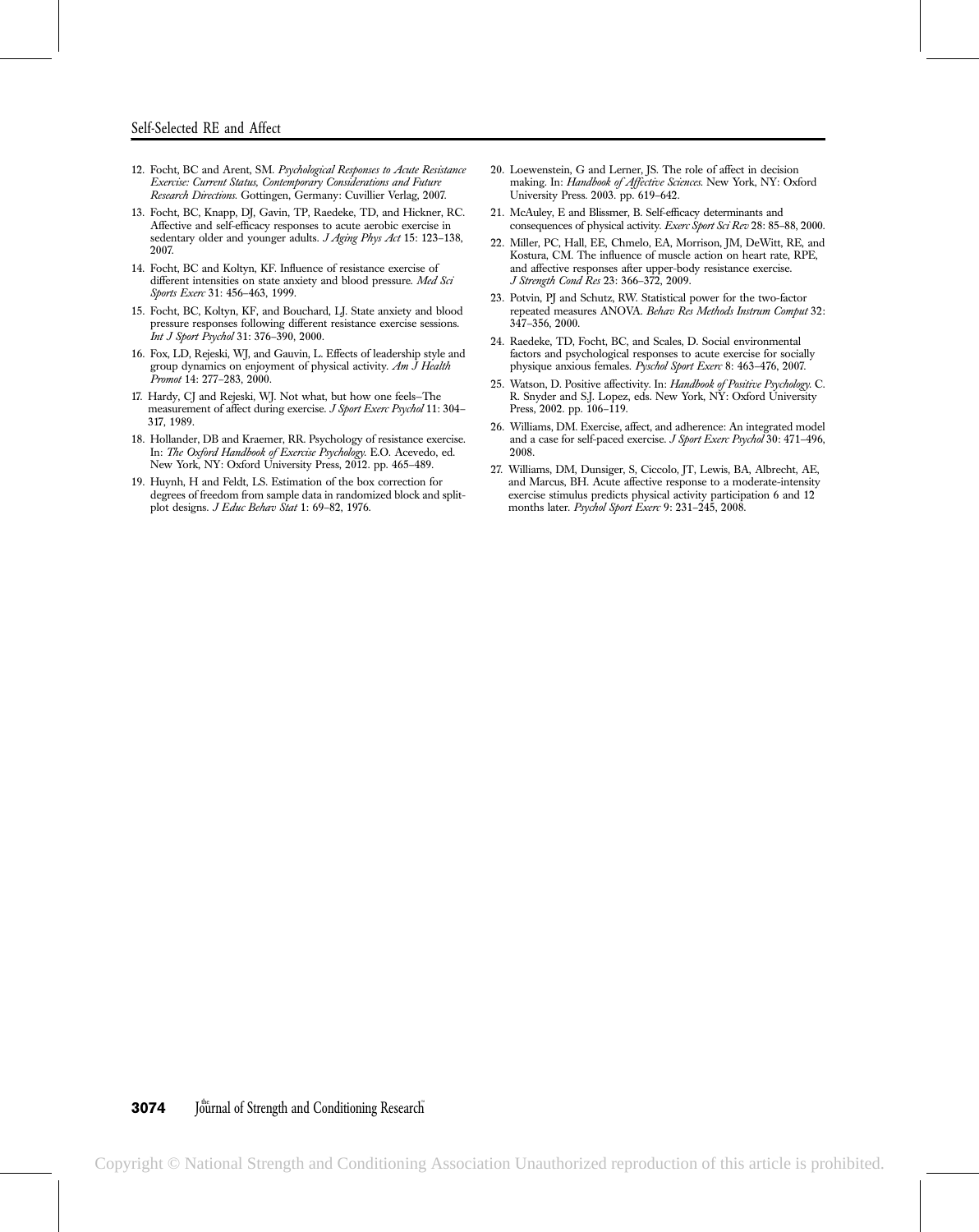12. Focht, BC and Arent, SM. *Psychological Responses to Acute Resistance Exercise: Current Status, Contemporary Considerations and Future Research Directions.* Gottingen, Germany: Cuvillier Verlag, 2007.
13. Focht, BC, Knapp, DJ, Gavin, TP, Raedeke, TD, and Hickner, RC. Affective and self-efficacy responses to acute aerobic exercise in sedentary older and younger adults. *J Aging Phys Act* 15: 123–138, 2007.
14. Focht, BC and Koltyn, KF. Influence of resistance exercise of different intensities on state anxiety and blood pressure. *Med Sci Sports Exerc* 31: 456–463, 1999.
15. Focht, BC, Koltyn, KF, and Bouchard, LJ. State anxiety and blood pressure responses following different resistance exercise sessions. *Int J Sport Psychol* 31: 376–390, 2000.
16. Fox, LD, Rejeski, WJ, and Gauvin, L. Effects of leadership style and group dynamics on enjoyment of physical activity. *Am J Health Promot* 14: 277–283, 2000.
17. Hardy, CJ and Rejeski, WJ. Not what, but how one feels–The measurement of affect during exercise. *J Sport Exerc Psychol* 11: 304–317, 1989.
18. Hollander, DB and Kraemer, RR. Psychology of resistance exercise. In: *The Oxford Handbook of Exercise Psychology.* E.O. Acevedo, ed. New York, NY: Oxford University Press, 2012. pp. 465–489.
19. Huynh, H and Feldt, LS. Estimation of the box correction for degrees of freedom from sample data in randomized block and split-plot designs. *J Educ Behav Stat* 1: 69–82, 1976.
20. Loewenstein, G and Lerner, JS. The role of affect in decision making. In: *Handbook of Affective Sciences.* New York, NY: Oxford University Press. 2003. pp. 619–642.
21. McAuley, E and Blissmer, B. Self-efficacy determinants and consequences of physical activity. *Exerc Sport Sci Rev* 28: 85–88, 2000.
22. Miller, PC, Hall, EE, Chmelo, EA, Morrison, JM, DeWitt, RE, and Kostura, CM. The influence of muscle action on heart rate, RPE, and affective responses after upper-body resistance exercise. *J Strength Cond Res* 23: 366–372, 2009.
23. Potvin, PJ and Schutz, RW. Statistical power for the two-factor repeated measures ANOVA. *Behav Res Methods Instrum Comput* 32: 347–356, 2000.
24. Raedeke, TD, Focht, BC, and Scales, D. Social environmental factors and psychological responses to acute exercise for socially physique anxious females. *Pyschol Sport Exerc* 8: 463–476, 2007.
25. Watson, D. Positive affectivity. In: *Handbook of Positive Psychology.* C. R. Snyder and S.J. Lopez, eds. New York, NY: Oxford University Press, 2002. pp. 106–119.
26. Williams, DM. Exercise, affect, and adherence: An integrated model and a case for self-paced exercise. *J Sport Exerc Psychol* 30: 471–496, 2008.
27. Williams, DM, Dunsiger, S, Ciccolo, JT, Lewis, BA, Albrecht, AE, and Marcus, BH. Acute affective response to a moderate-intensity exercise stimulus predicts physical activity participation 6 and 12 months later. *Psychol Sport Exerc* 9: 231–245, 2008.